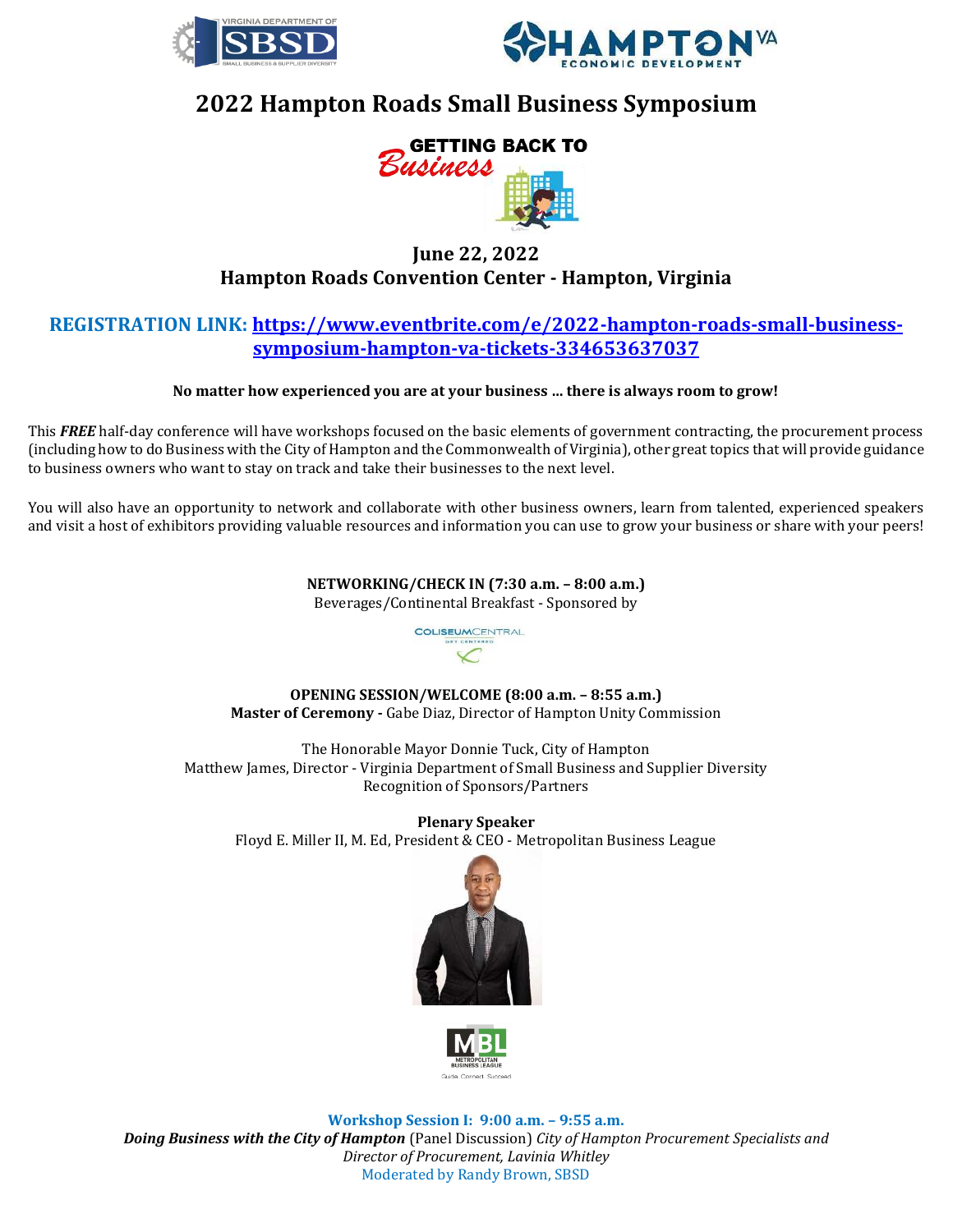# 2022 Hampton Roads Small Business Symposium

GETTING BACK TO *Business*

## June 22, 2022
## Hampton Roads Convention Center - Hampton, Virginia

**REGISTRATION LINK: https://www.eventbrite.com/e/2022-hampton-roads-small-business-symposium-hampton-va-tickets-334653637037**

**No matter how experienced you are at your business … there is always room to grow!**

This ***FREE*** half-day conference will have workshops focused on the basic elements of government contracting, the procurement process (including how to do Business with the City of Hampton and the Commonwealth of Virginia), other great topics that will provide guidance to business owners who want to stay on track and take their businesses to the next level.

You will also have an opportunity to network and collaborate with other business owners, learn from talented, experienced speakers and visit a host of exhibitors providing valuable resources and information you can use to grow your business or share with your peers!

**NETWORKING/CHECK IN (7:30 a.m. – 8:00 a.m.)**
Beverages/Continental Breakfast - Sponsored by

**OPENING SESSION/WELCOME (8:00 a.m. – 8:55 a.m.)**
**Master of Ceremony -** Gabe Diaz, Director of Hampton Unity Commission

The Honorable Mayor Donnie Tuck, City of Hampton
Matthew James, Director - Virginia Department of Small Business and Supplier Diversity
Recognition of Sponsors/Partners

**Plenary Speaker**
Floyd E. Miller II, M. Ed, President & CEO - Metropolitan Business League

**Workshop Session I: 9:00 a.m. – 9:55 a.m.**
***Doing Business with the City of Hampton*** (Panel Discussion) *City of Hampton Procurement Specialists and Director of Procurement, Lavinia Whitley*
Moderated by Randy Brown, SBSD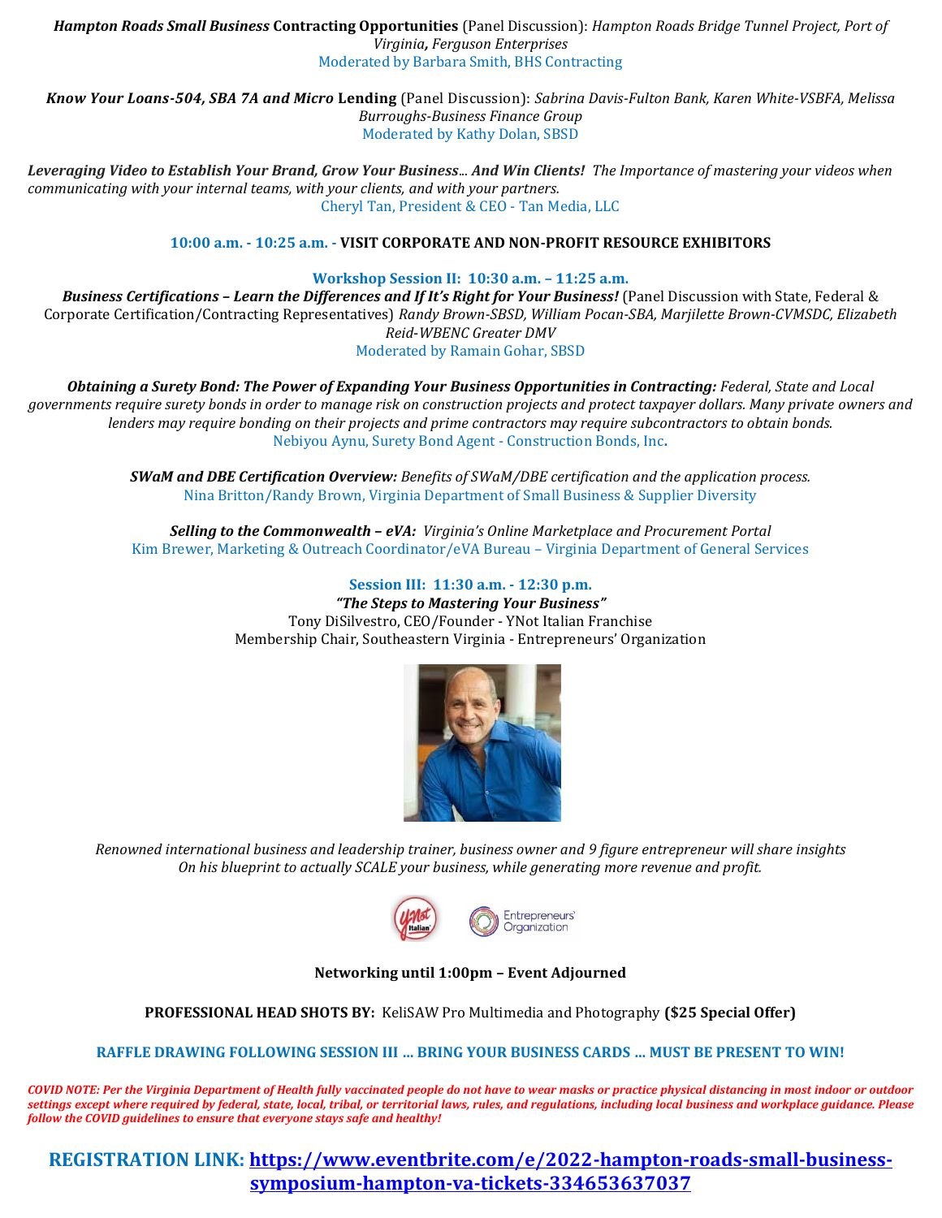***Hampton Roads Small Business* Contracting Opportunities** (Panel Discussion): *Hampton Roads Bridge Tunnel Project, Port of Virginia**,** Ferguson Enterprises*
Moderated by Barbara Smith, BHS Contracting

***Know Your Loans-504, SBA 7A and Micro* Lending** (Panel Discussion): *Sabrina Davis-Fulton Bank, Karen White-VSBFA, Melissa Burroughs-Business Finance Group*
Moderated by Kathy Dolan, SBSD

***Leveraging Video to Establish Your Brand, Grow Your Business... And Win Clients!*** *The Importance of mastering your videos when communicating with your internal teams, with your clients, and with your partners.*
Cheryl Tan, President & CEO - Tan Media, LLC

**10:00 a.m. - 10:25 a.m. - VISIT CORPORATE AND NON-PROFIT RESOURCE EXHIBITORS**

**Workshop Session II: 10:30 a.m. – 11:25 a.m.**

***Business Certifications – Learn the Differences and If It's Right for Your Business!*** (Panel Discussion with State, Federal & Corporate Certification/Contracting Representatives) *Randy Brown-SBSD, William Pocan-SBA, Marjilette Brown-CVMSDC, Elizabeth Reid-WBENC Greater DMV*
Moderated by Ramain Gohar, SBSD

***Obtaining a Surety Bond: The Power of Expanding Your Business Opportunities in Contracting:*** *Federal, State and Local governments require surety bonds in order to manage risk on construction projects and protect taxpayer dollars. Many private owners and lenders may require bonding on their projects and prime contractors may require subcontractors to obtain bonds.*
Nebiyou Aynu, Surety Bond Agent - Construction Bonds, Inc**.**

***SWaM and DBE Certification Overview:*** *Benefits of SWaM/DBE certification and the application process.*
Nina Britton/Randy Brown, Virginia Department of Small Business & Supplier Diversity

***Selling to the Commonwealth – eVA:*** *Virginia's Online Marketplace and Procurement Portal*
Kim Brewer, Marketing & Outreach Coordinator/eVA Bureau – Virginia Department of General Services

**Session III: 11:30 a.m. - 12:30 p.m.**

***"The Steps to Mastering Your Business"***
Tony DiSilvestro, CEO/Founder - YNot Italian Franchise
Membership Chair, Southeastern Virginia - Entrepreneurs' Organization

*Renowned international business and leadership trainer, business owner and 9 figure entrepreneur will share insights On his blueprint to actually SCALE your business, while generating more revenue and profit.*

**Networking until 1:00pm – Event Adjourned**

**PROFESSIONAL HEAD SHOTS BY:** KeliSAW Pro Multimedia and Photography **($25 Special Offer)**

**RAFFLE DRAWING FOLLOWING SESSION III ... BRING YOUR BUSINESS CARDS ... MUST BE PRESENT TO WIN!**

***COVID NOTE: Per the Virginia Department of Health fully vaccinated people do not have to wear masks or practice physical distancing in most indoor or outdoor settings except where required by federal, state, local, tribal, or territorial laws, rules, and regulations, including local business and workplace guidance. Please follow the COVID guidelines to ensure that everyone stays safe and healthy!***

## REGISTRATION LINK: [https://www.eventbrite.com/e/2022-hampton-roads-small-business-symposium-hampton-va-tickets-334653637037](https://www.eventbrite.com/e/2022-hampton-roads-small-business-symposium-hampton-va-tickets-334653637037)